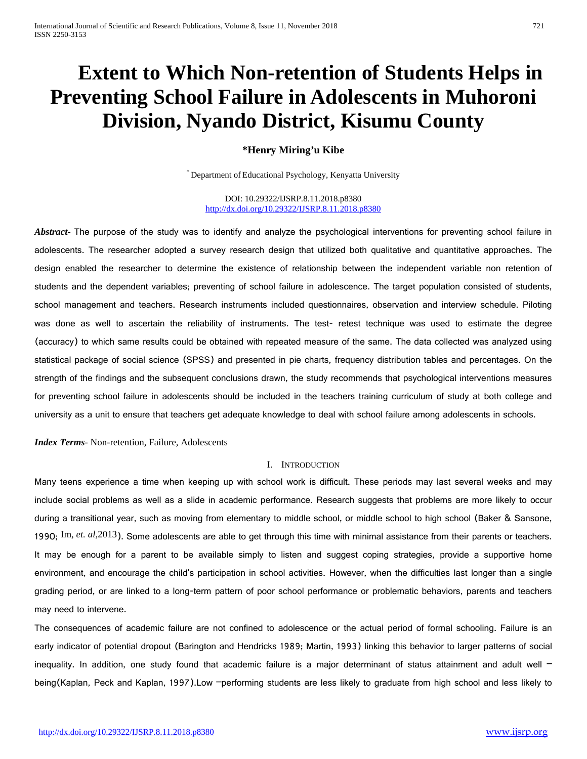# Extent to Which Non-retention of Students Helps in Preventing School Failure in Adolescents in Muhoroni Division, Nyando District, Kisumu County

**\*Henry Miring'u Kibe**

[*] Department of Educational Psychology, Kenyatta University

DOI: 10.29322/IJSRP.8.11.2018.p8380
http://dx.doi.org/10.29322/IJSRP.8.11.2018.p8380

***Abstract*-** The purpose of the study was to identify and analyze the psychological interventions for preventing school failure in adolescents. The researcher adopted a survey research design that utilized both qualitative and quantitative approaches. The design enabled the researcher to determine the existence of relationship between the independent variable non retention of students and the dependent variables; preventing of school failure in adolescence. The target population consisted of students, school management and teachers. Research instruments included questionnaires, observation and interview schedule. Piloting was done as well to ascertain the reliability of instruments. The test- retest technique was used to estimate the degree (accuracy) to which same results could be obtained with repeated measure of the same. The data collected was analyzed using statistical package of social science (SPSS) and presented in pie charts, frequency distribution tables and percentages. On the strength of the findings and the subsequent conclusions drawn, the study recommends that psychological interventions measures for preventing school failure in adolescents should be included in the teachers training curriculum of study at both college and university as a unit to ensure that teachers get adequate knowledge to deal with school failure among adolescents in schools.

***Index Terms*-** Non-retention, Failure, Adolescents

## I. Introduction

Many teens experience a time when keeping up with school work is difficult. These periods may last several weeks and may include social problems as well as a slide in academic performance. Research suggests that problems are more likely to occur during a transitional year, such as moving from elementary to middle school, or middle school to high school (Baker & Sansone, 1990; Im, *et. al*,2013). Some adolescents are able to get through this time with minimal assistance from their parents or teachers. It may be enough for a parent to be available simply to listen and suggest coping strategies, provide a supportive home environment, and encourage the child's participation in school activities. However, when the difficulties last longer than a single grading period, or are linked to a long-term pattern of poor school performance or problematic behaviors, parents and teachers may need to intervene.

The consequences of academic failure are not confined to adolescence or the actual period of formal schooling. Failure is an early indicator of potential dropout (Barington and Hendricks 1989; Martin, 1993) linking this behavior to larger patterns of social inequality. In addition, one study found that academic failure is a major determinant of status attainment and adult well –being(Kaplan, Peck and Kaplan, 1997).Low –performing students are less likely to graduate from high school and less likely to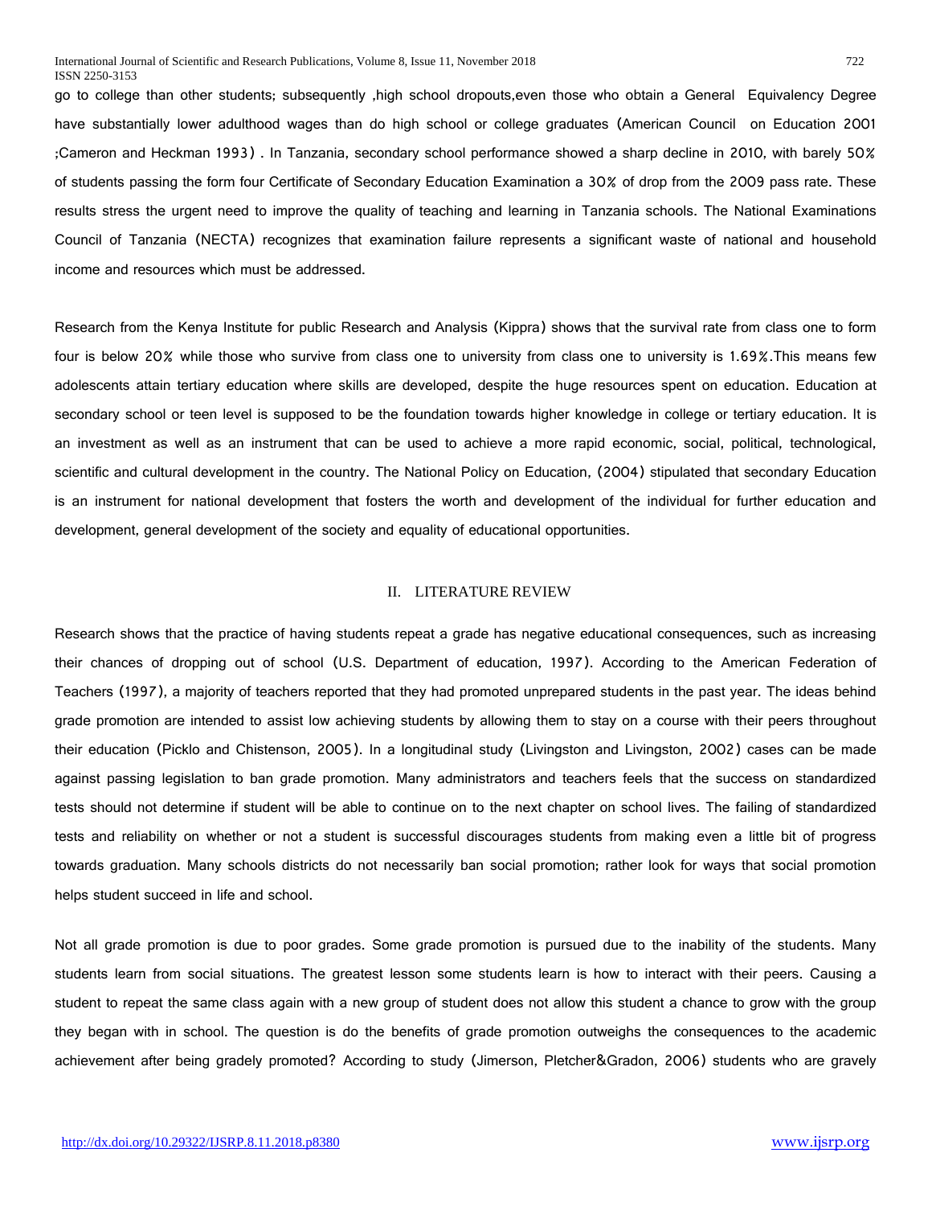go to college than other students; subsequently ,high school dropouts,even those who obtain a General Equivalency Degree have substantially lower adulthood wages than do high school or college graduates (American Council on Education 2001 ;Cameron and Heckman 1993) . In Tanzania, secondary school performance showed a sharp decline in 2010, with barely 50% of students passing the form four Certificate of Secondary Education Examination a 30% of drop from the 2009 pass rate. These results stress the urgent need to improve the quality of teaching and learning in Tanzania schools. The National Examinations Council of Tanzania (NECTA) recognizes that examination failure represents a significant waste of national and household income and resources which must be addressed.

Research from the Kenya Institute for public Research and Analysis (Kippra) shows that the survival rate from class one to form four is below 20% while those who survive from class one to university from class one to university is 1.69%.This means few adolescents attain tertiary education where skills are developed, despite the huge resources spent on education. Education at secondary school or teen level is supposed to be the foundation towards higher knowledge in college or tertiary education. It is an investment as well as an instrument that can be used to achieve a more rapid economic, social, political, technological, scientific and cultural development in the country. The National Policy on Education, (2004) stipulated that secondary Education is an instrument for national development that fosters the worth and development of the individual for further education and development, general development of the society and equality of educational opportunities.

## II. LITERATURE REVIEW

Research shows that the practice of having students repeat a grade has negative educational consequences, such as increasing their chances of dropping out of school (U.S. Department of education, 1997). According to the American Federation of Teachers (1997), a majority of teachers reported that they had promoted unprepared students in the past year. The ideas behind grade promotion are intended to assist low achieving students by allowing them to stay on a course with their peers throughout their education (Picklo and Chistenson, 2005). In a longitudinal study (Livingston and Livingston, 2002) cases can be made against passing legislation to ban grade promotion. Many administrators and teachers feels that the success on standardized tests should not determine if student will be able to continue on to the next chapter on school lives. The failing of standardized tests and reliability on whether or not a student is successful discourages students from making even a little bit of progress towards graduation. Many schools districts do not necessarily ban social promotion; rather look for ways that social promotion helps student succeed in life and school.

Not all grade promotion is due to poor grades. Some grade promotion is pursued due to the inability of the students. Many students learn from social situations. The greatest lesson some students learn is how to interact with their peers. Causing a student to repeat the same class again with a new group of student does not allow this student a chance to grow with the group they began with in school. The question is do the benefits of grade promotion outweighs the consequences to the academic achievement after being gradely promoted? According to study (Jimerson, Pletcher&Gradon, 2006) students who are gravely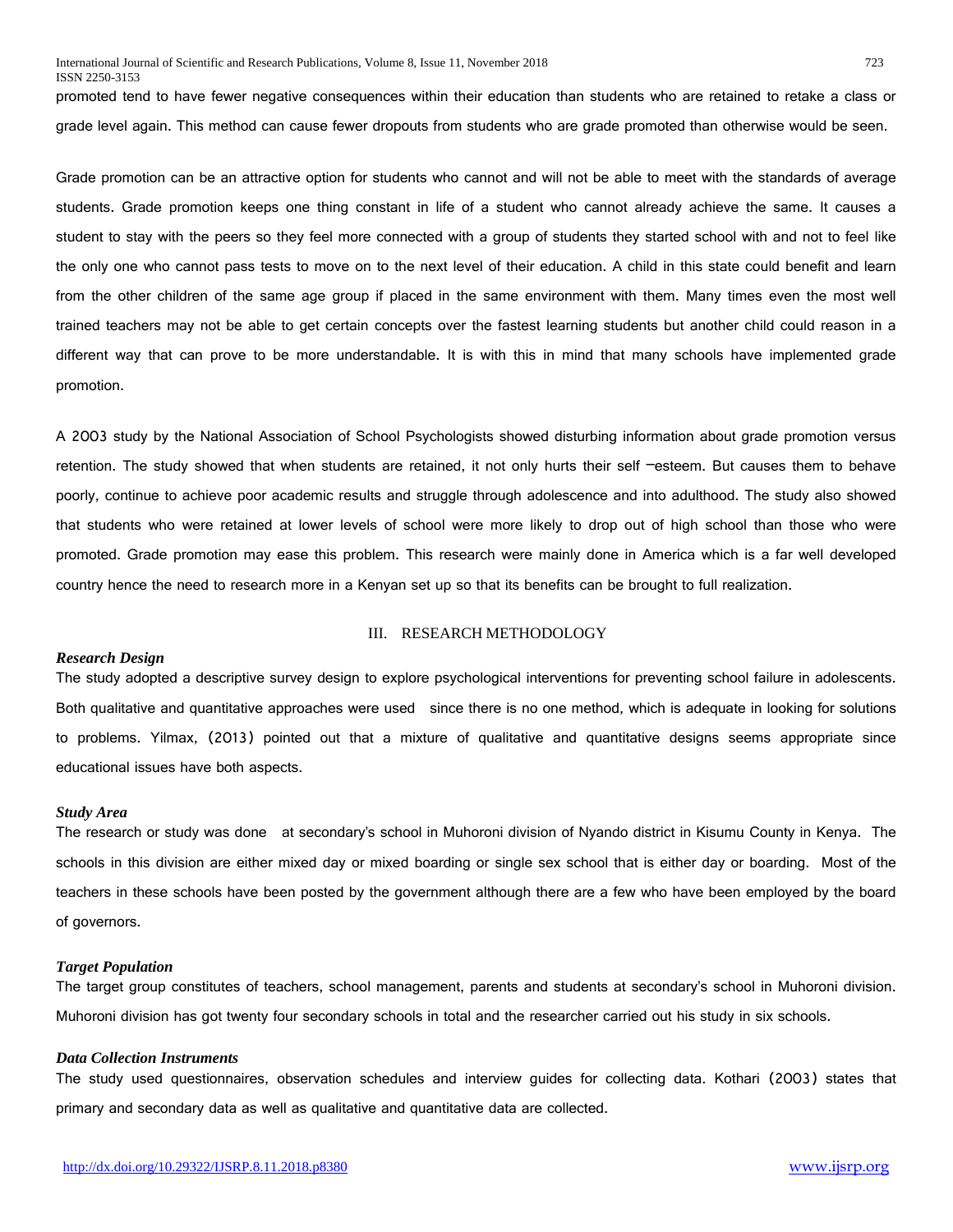promoted tend to have fewer negative consequences within their education than students who are retained to retake a class or grade level again. This method can cause fewer dropouts from students who are grade promoted than otherwise would be seen.

Grade promotion can be an attractive option for students who cannot and will not be able to meet with the standards of average students. Grade promotion keeps one thing constant in life of a student who cannot already achieve the same. It causes a student to stay with the peers so they feel more connected with a group of students they started school with and not to feel like the only one who cannot pass tests to move on to the next level of their education. A child in this state could benefit and learn from the other children of the same age group if placed in the same environment with them. Many times even the most well trained teachers may not be able to get certain concepts over the fastest learning students but another child could reason in a different way that can prove to be more understandable. It is with this in mind that many schools have implemented grade promotion.

A 2003 study by the National Association of School Psychologists showed disturbing information about grade promotion versus retention. The study showed that when students are retained, it not only hurts their self –esteem. But causes them to behave poorly, continue to achieve poor academic results and struggle through adolescence and into adulthood. The study also showed that students who were retained at lower levels of school were more likely to drop out of high school than those who were promoted. Grade promotion may ease this problem. This research were mainly done in America which is a far well developed country hence the need to research more in a Kenyan set up so that its benefits can be brought to full realization.

## III. RESEARCH METHODOLOGY

### *Research Design*

The study adopted a descriptive survey design to explore psychological interventions for preventing school failure in adolescents. Both qualitative and quantitative approaches were used since there is no one method, which is adequate in looking for solutions to problems. Yilmax, (2013) pointed out that a mixture of qualitative and quantitative designs seems appropriate since educational issues have both aspects.

### *Study Area*

The research or study was done at secondary's school in Muhoroni division of Nyando district in Kisumu County in Kenya. The schools in this division are either mixed day or mixed boarding or single sex school that is either day or boarding. Most of the teachers in these schools have been posted by the government although there are a few who have been employed by the board of governors.

### *Target Population*

The target group constitutes of teachers, school management, parents and students at secondary's school in Muhoroni division. Muhoroni division has got twenty four secondary schools in total and the researcher carried out his study in six schools.

### *Data Collection Instruments*

The study used questionnaires, observation schedules and interview guides for collecting data. Kothari (2003) states that primary and secondary data as well as qualitative and quantitative data are collected.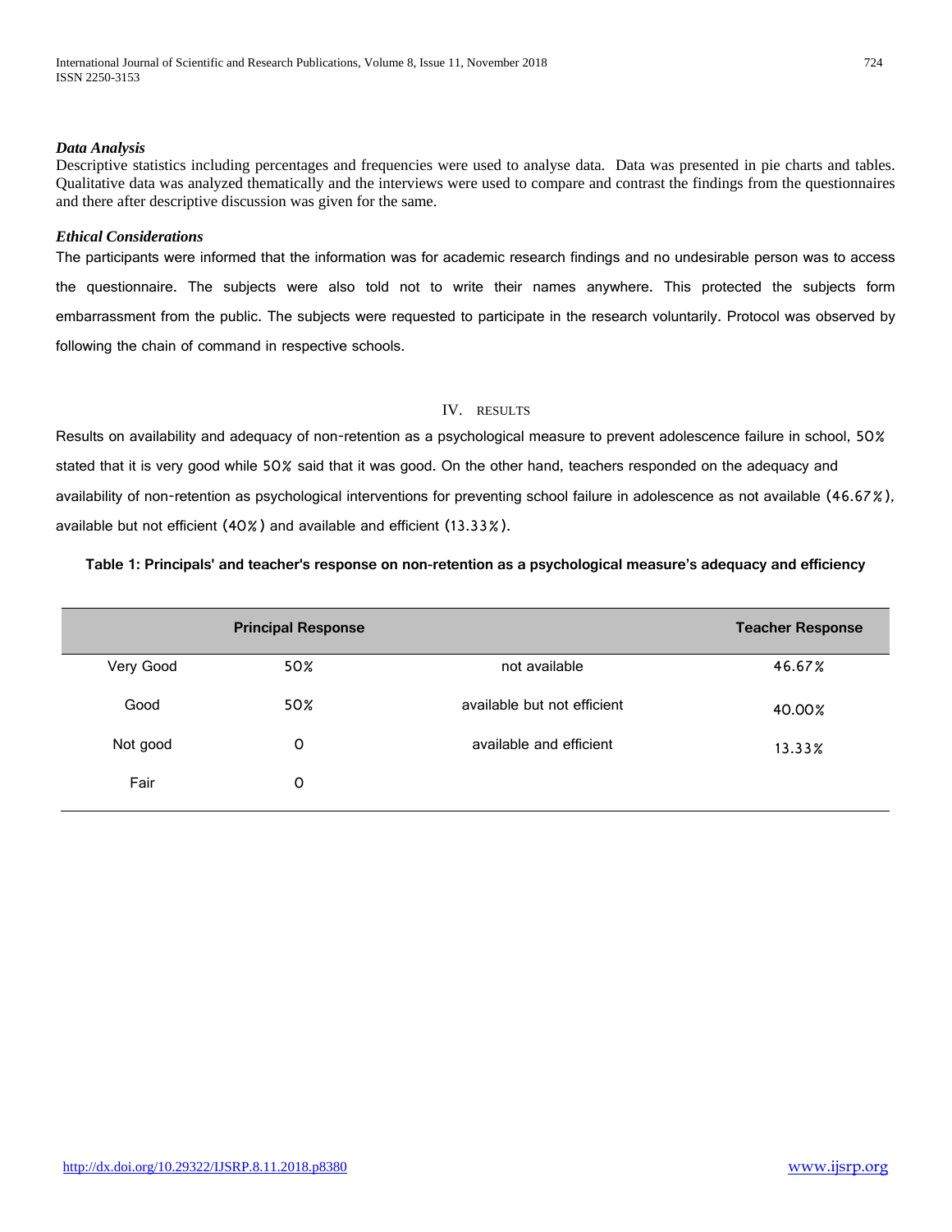***Data Analysis***

Descriptive statistics including percentages and frequencies were used to analyse data. Data was presented in pie charts and tables. Qualitative data was analyzed thematically and the interviews were used to compare and contrast the findings from the questionnaires and there after descriptive discussion was given for the same.

***Ethical Considerations***

The participants were informed that the information was for academic research findings and no undesirable person was to access the questionnaire. The subjects were also told not to write their names anywhere. This protected the subjects form embarrassment from the public. The subjects were requested to participate in the research voluntarily. Protocol was observed by following the chain of command in respective schools.

## IV. RESULTS

Results on availability and adequacy of non-retention as a psychological measure to prevent adolescence failure in school, 50% stated that it is very good while 50% said that it was good. On the other hand, teachers responded on the adequacy and availability of non-retention as psychological interventions for preventing school failure in adolescence as not available (46.67%), available but not efficient (40%) and available and efficient (13.33%).

**Table 1: Principals' and teacher's response on non-retention as a psychological measure's adequacy and efficiency**

| | Principal Response | | Teacher Response |
|---|---|---|---|
| Very Good | 50% | not available | 46.67% |
| Good | 50% | available but not efficient | 40.00% |
| Not good | 0 | available and efficient | 13.33% |
| Fair | 0 | | |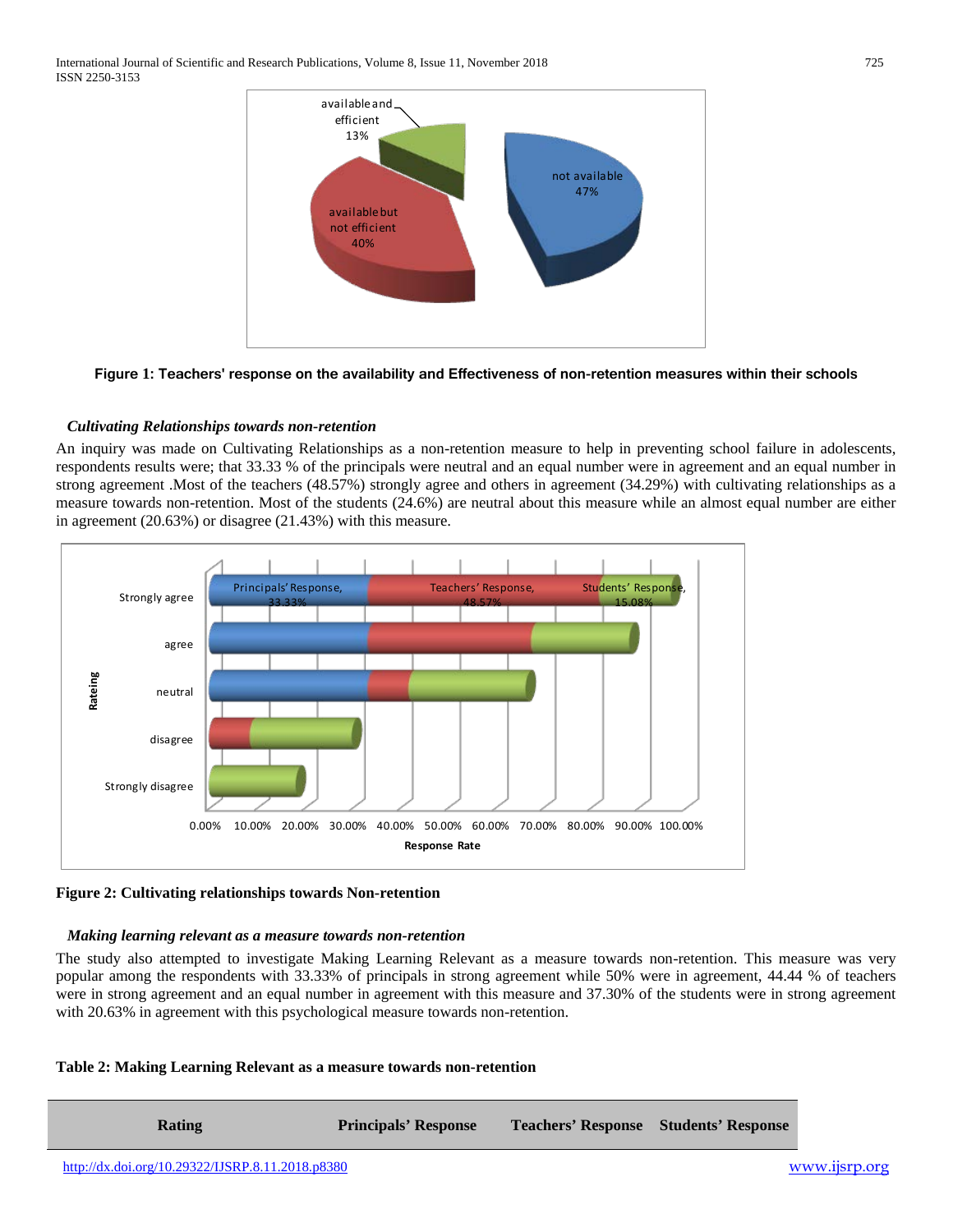Figure 1: Teachers' response on the availability and Effectiveness of non-retention measures within their schools

### *Cultivating Relationships towards non-retention*

An inquiry was made on Cultivating Relationships as a non-retention measure to help in preventing school failure in adolescents, respondents results were; that 33.33 % of the principals were neutral and an equal number were in agreement and an equal number in strong agreement .Most of the teachers (48.57%) strongly agree and others in agreement (34.29%) with cultivating relationships as a measure towards non-retention. Most of the students (24.6%) are neutral about this measure while an almost equal number are either in agreement (20.63%) or disagree (21.43%) with this measure.

**Figure 2: Cultivating relationships towards Non-retention**

### *Making learning relevant as a measure towards non-retention*

The study also attempted to investigate Making Learning Relevant as a measure towards non-retention. This measure was very popular among the respondents with 33.33% of principals in strong agreement while 50% were in agreement, 44.44 % of teachers were in strong agreement and an equal number in agreement with this measure and 37.30% of the students were in strong agreement with 20.63% in agreement with this psychological measure towards non-retention.

**Table 2: Making Learning Relevant as a measure towards non-retention**

| Rating | Principals' Response | Teachers' Response | Students' Response |
|---|---|---|---|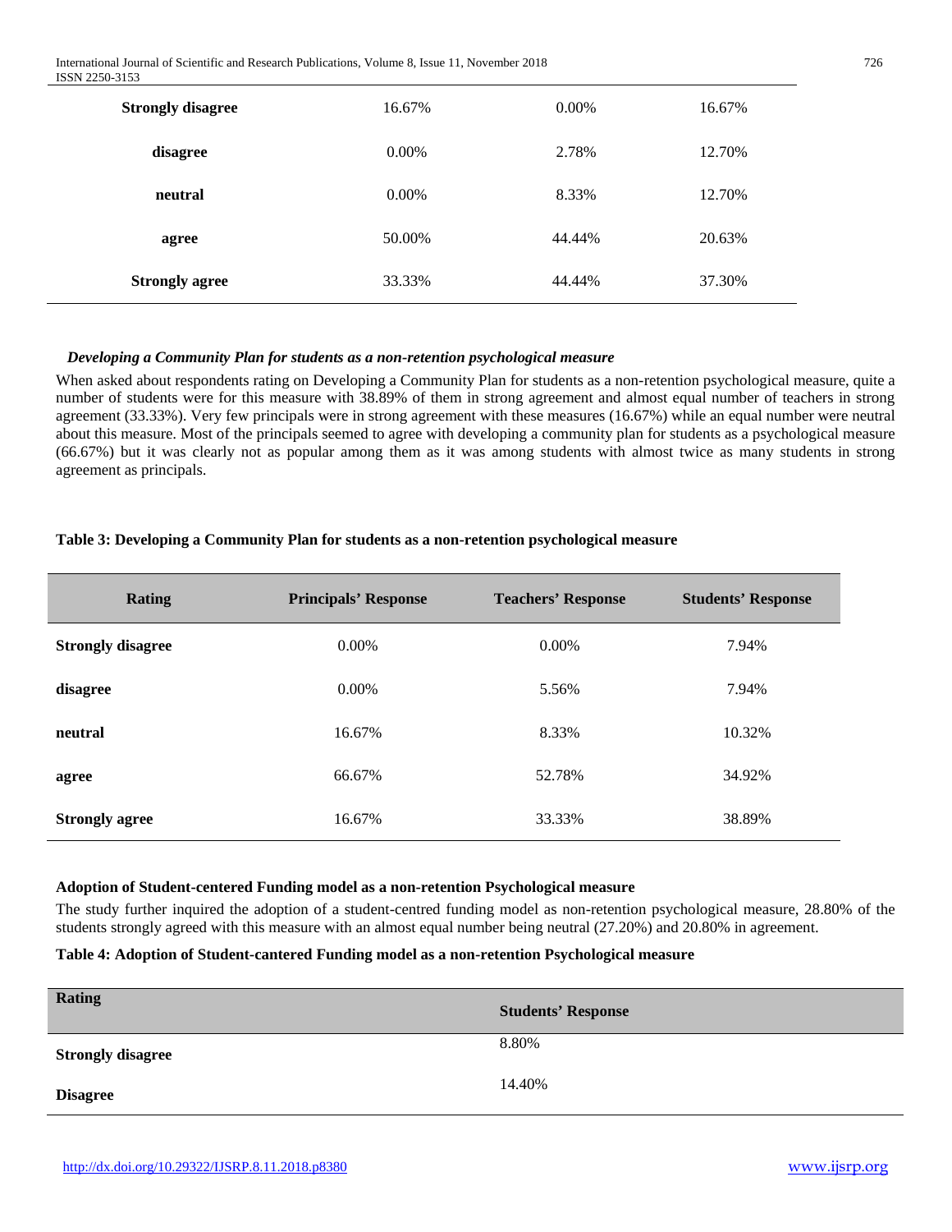| Strongly disagree | 16.67% | 0.00% | 16.67% |
|---|---|---|---|
| disagree | 0.00% | 2.78% | 12.70% |
| neutral | 0.00% | 8.33% | 12.70% |
| agree | 50.00% | 44.44% | 20.63% |
| Strongly agree | 33.33% | 44.44% | 37.30% |

***Developing a Community Plan for students as a non-retention psychological measure***

When asked about respondents rating on Developing a Community Plan for students as a non-retention psychological measure, quite a number of students were for this measure with 38.89% of them in strong agreement and almost equal number of teachers in strong agreement (33.33%). Very few principals were in strong agreement with these measures (16.67%) while an equal number were neutral about this measure. Most of the principals seemed to agree with developing a community plan for students as a psychological measure (66.67%) but it was clearly not as popular among them as it was among students with almost twice as many students in strong agreement as principals.

**Table 3: Developing a Community Plan for students as a non-retention psychological measure**

| Rating | Principals' Response | Teachers' Response | Students' Response |
|---|---|---|---|
| **Strongly disagree** | 0.00% | 0.00% | 7.94% |
| **disagree** | 0.00% | 5.56% | 7.94% |
| **neutral** | 16.67% | 8.33% | 10.32% |
| **agree** | 66.67% | 52.78% | 34.92% |
| **Strongly agree** | 16.67% | 33.33% | 38.89% |

**Adoption of Student-centered Funding model as a non-retention Psychological measure**

The study further inquired the adoption of a student-centred funding model as non-retention psychological measure, 28.80% of the students strongly agreed with this measure with an almost equal number being neutral (27.20%) and 20.80% in agreement.

**Table 4: Adoption of Student-cantered Funding model as a non-retention Psychological measure**

| Rating | Students' Response |
|---|---|
| **Strongly disagree** | 8.80% |
| **Disagree** | 14.40% |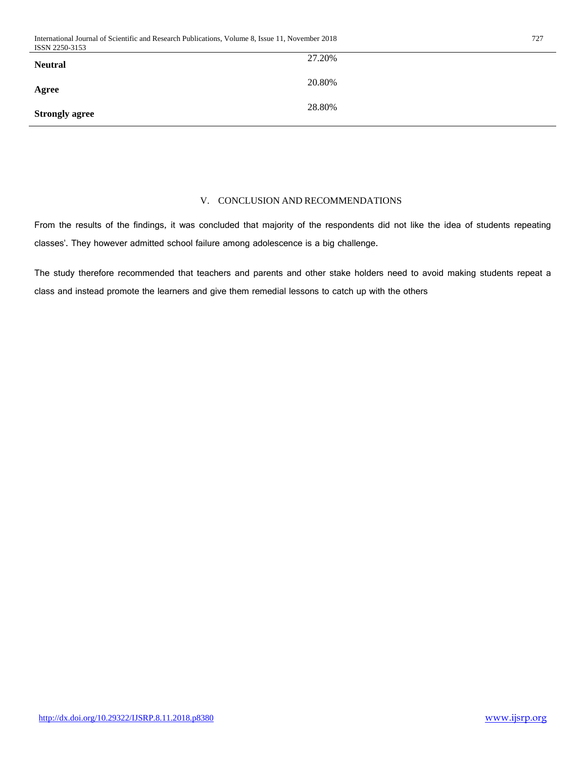| | |
|---|---|
| **Neutral** | 27.20% |
| **Agree** | 20.80% |
| **Strongly agree** | 28.80% |

## V. CONCLUSION AND RECOMMENDATIONS

From the results of the findings, it was concluded that majority of the respondents did not like the idea of students repeating classes'. They however admitted school failure among adolescence is a big challenge.

The study therefore recommended that teachers and parents and other stake holders need to avoid making students repeat a class and instead promote the learners and give them remedial lessons to catch up with the others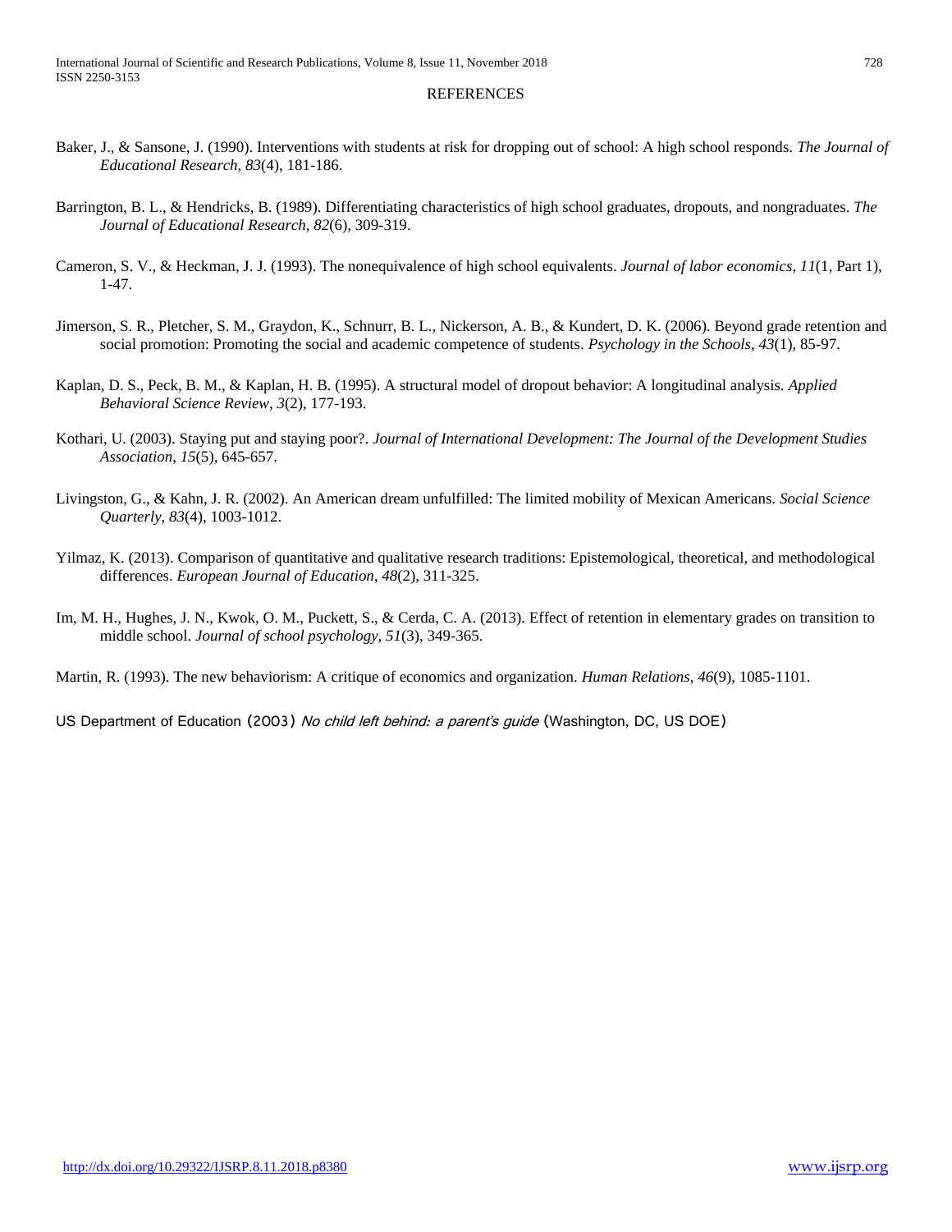## REFERENCES

Baker, J., & Sansone, J. (1990). Interventions with students at risk for dropping out of school: A high school responds. *The Journal of Educational Research*, *83*(4), 181-186.

Barrington, B. L., & Hendricks, B. (1989). Differentiating characteristics of high school graduates, dropouts, and nongraduates. *The Journal of Educational Research*, *82*(6), 309-319.

Cameron, S. V., & Heckman, J. J. (1993). The nonequivalence of high school equivalents. *Journal of labor economics*, *11*(1, Part 1), 1-47.

Jimerson, S. R., Pletcher, S. M., Graydon, K., Schnurr, B. L., Nickerson, A. B., & Kundert, D. K. (2006). Beyond grade retention and social promotion: Promoting the social and academic competence of students. *Psychology in the Schools*, *43*(1), 85-97.

Kaplan, D. S., Peck, B. M., & Kaplan, H. B. (1995). A structural model of dropout behavior: A longitudinal analysis. *Applied Behavioral Science Review*, *3*(2), 177-193.

Kothari, U. (2003). Staying put and staying poor?. *Journal of International Development: The Journal of the Development Studies Association*, *15*(5), 645-657.

Livingston, G., & Kahn, J. R. (2002). An American dream unfulfilled: The limited mobility of Mexican Americans. *Social Science Quarterly*, *83*(4), 1003-1012.

Yilmaz, K. (2013). Comparison of quantitative and qualitative research traditions: Epistemological, theoretical, and methodological differences. *European Journal of Education*, *48*(2), 311-325.

Im, M. H., Hughes, J. N., Kwok, O. M., Puckett, S., & Cerda, C. A. (2013). Effect of retention in elementary grades on transition to middle school. *Journal of school psychology*, *51*(3), 349-365.

Martin, R. (1993). The new behaviorism: A critique of economics and organization. *Human Relations*, *46*(9), 1085-1101.

US Department of Education (2003) *No child left behind: a parent's guide* (Washington, DC, US DOE)